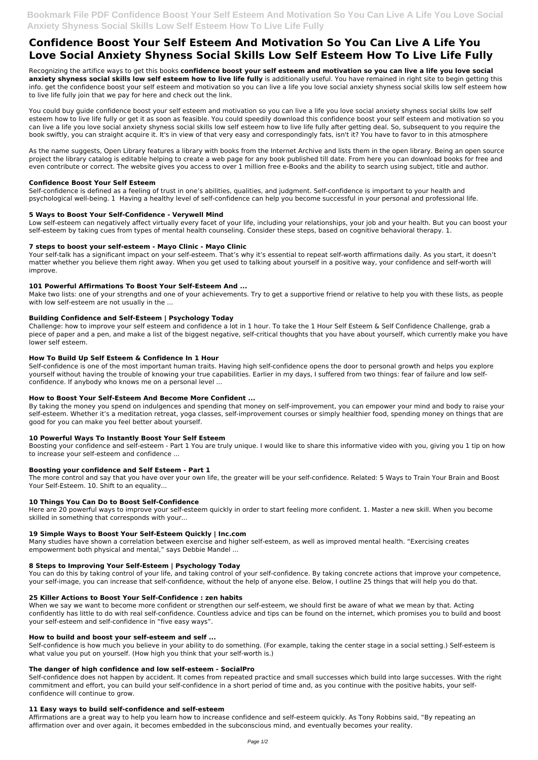# Confidence Boost Your Self Esteem And Motivation So You Can Live A Life You Love Social Anxiety Shyness Social Skills Low Self Esteem How To Live Life Fully

Recognizing the artifice ways to get this books **confidence boost your self esteem and motivation so you can live a life you love social anxiety shyness social skills low self esteem how to live life fully** is additionally useful. You have remained in right site to begin getting this info. get the confidence boost your self esteem and motivation so you can live a life you love social anxiety shyness social skills low self esteem how to live life fully join that we pay for here and check out the link.

You could buy guide confidence boost your self esteem and motivation so you can live a life you love social anxiety shyness social skills low self esteem how to live life fully or get it as soon as feasible. You could speedily download this confidence boost your self esteem and motivation so you can live a life you love social anxiety shyness social skills low self esteem how to live life fully after getting deal. So, subsequent to you require the book swiftly, you can straight acquire it. It's in view of that very easy and correspondingly fats, isn't it? You have to favor to in this atmosphere

As the name suggests, Open Library features a library with books from the Internet Archive and lists them in the open library. Being an open source project the library catalog is editable helping to create a web page for any book published till date. From here you can download books for free and even contribute or correct. The website gives you access to over 1 million free e-Books and the ability to search using subject, title and author.

### Confidence Boost Your Self Esteem

Self-confidence is defined as a feeling of trust in one's abilities, qualities, and judgment. Self-confidence is important to your health and psychological well-being. 1  Having a healthy level of self-confidence can help you become successful in your personal and professional life.

### 5 Ways to Boost Your Self-Confidence - Verywell Mind

Low self-esteem can negatively affect virtually every facet of your life, including your relationships, your job and your health. But you can boost your self-esteem by taking cues from types of mental health counseling. Consider these steps, based on cognitive behavioral therapy. 1.

### 7 steps to boost your self-esteem - Mayo Clinic - Mayo Clinic

Your self-talk has a significant impact on your self-esteem. That's why it's essential to repeat self-worth affirmations daily. As you start, it doesn't matter whether you believe them right away. When you get used to talking about yourself in a positive way, your confidence and self-worth will improve.

### 101 Powerful Affirmations To Boost Your Self-Esteem And ...

Make two lists: one of your strengths and one of your achievements. Try to get a supportive friend or relative to help you with these lists, as people with low self-esteem are not usually in the ...

### Building Confidence and Self-Esteem | Psychology Today

Challenge: how to improve your self esteem and confidence a lot in 1 hour. To take the 1 Hour Self Esteem & Self Confidence Challenge, grab a piece of paper and a pen, and make a list of the biggest negative, self-critical thoughts that you have about yourself, which currently make you have lower self esteem.

### How To Build Up Self Esteem & Confidence In 1 Hour

Self-confidence is one of the most important human traits. Having high self-confidence opens the door to personal growth and helps you explore yourself without having the trouble of knowing your true capabilities. Earlier in my days, I suffered from two things: fear of failure and low self-confidence. If anybody who knows me on a personal level ...

### How to Boost Your Self-Esteem And Become More Confident ...

By taking the money you spend on indulgences and spending that money on self-improvement, you can empower your mind and body to raise your self-esteem. Whether it's a meditation retreat, yoga classes, self-improvement courses or simply healthier food, spending money on things that are good for you can make you feel better about yourself.

### 10 Powerful Ways To Instantly Boost Your Self Esteem

Boosting your confidence and self-esteem - Part 1 You are truly unique. I would like to share this informative video with you, giving you 1 tip on how to increase your self-esteem and confidence ...

### Boosting your confidence and Self Esteem - Part 1

The more control and say that you have over your own life, the greater will be your self-confidence. Related: 5 Ways to Train Your Brain and Boost Your Self-Esteem. 10. Shift to an equality...

### 10 Things You Can Do to Boost Self-Confidence

Here are 20 powerful ways to improve your self-esteem quickly in order to start feeling more confident. 1. Master a new skill. When you become skilled in something that corresponds with your...

### 19 Simple Ways to Boost Your Self-Esteem Quickly | Inc.com

Many studies have shown a correlation between exercise and higher self-esteem, as well as improved mental health. "Exercising creates empowerment both physical and mental," says Debbie Mandel ...

### 8 Steps to Improving Your Self-Esteem | Psychology Today

You can do this by taking control of your life, and taking control of your self-confidence. By taking concrete actions that improve your competence, your self-image, you can increase that self-confidence, without the help of anyone else. Below, I outline 25 things that will help you do that.

### 25 Killer Actions to Boost Your Self-Confidence : zen habits

When we say we want to become more confident or strengthen our self-esteem, we should first be aware of what we mean by that. Acting confidently has little to do with real self-confidence. Countless advice and tips can be found on the internet, which promises you to build and boost your self-esteem and self-confidence in "five easy ways".

### How to build and boost your self-esteem and self ...

Self-confidence is how much you believe in your ability to do something. (For example, taking the center stage in a social setting.) Self-esteem is what value you put on yourself. (How high you think that your self-worth is.)

### The danger of high confidence and low self-esteem - SocialPro

Self-confidence does not happen by accident. It comes from repeated practice and small successes which build into large successes. With the right commitment and effort, you can build your self-confidence in a short period of time and, as you continue with the positive habits, your self-confidence will continue to grow.

### 11 Easy ways to build self-confidence and self-esteem

Affirmations are a great way to help you learn how to increase confidence and self-esteem quickly. As Tony Robbins said, "By repeating an affirmation over and over again, it becomes embedded in the subconscious mind, and eventually becomes your reality.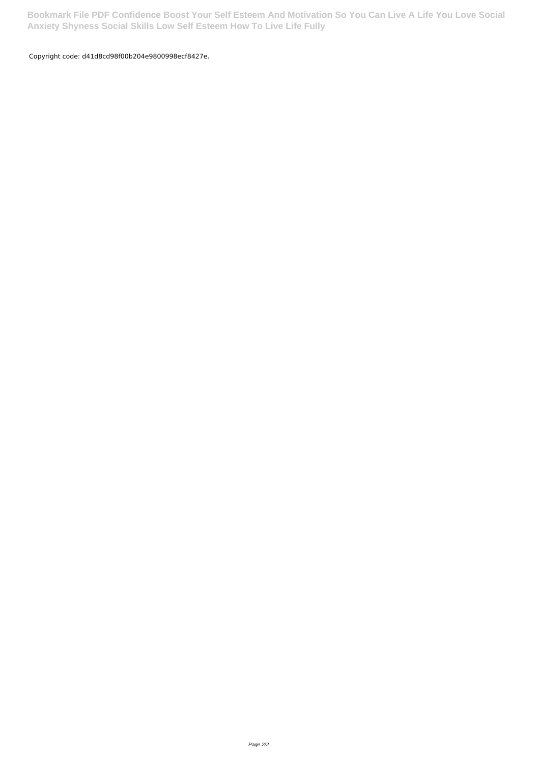Copyright code: d41d8cd98f00b204e9800998ecf8427e.